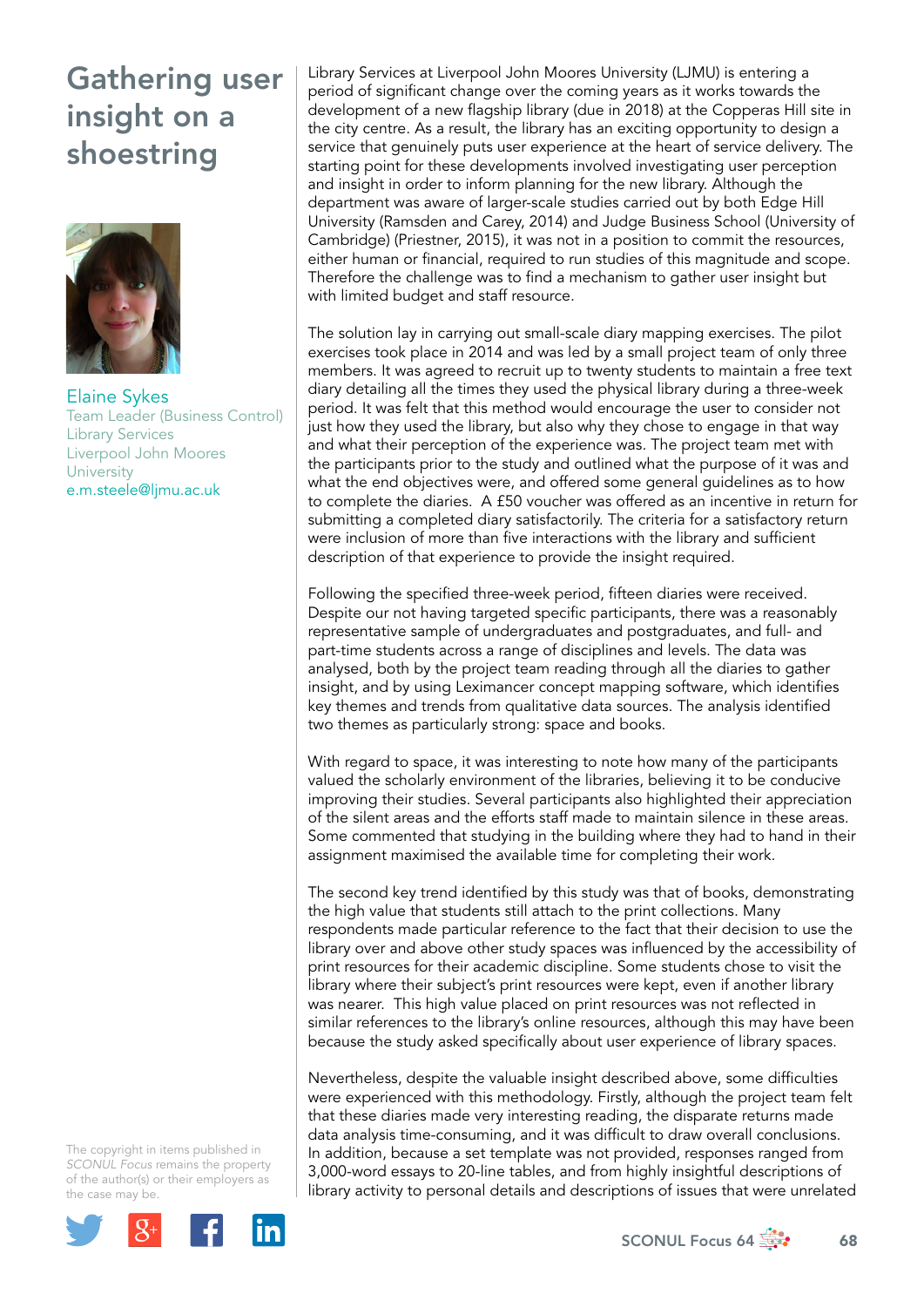# Gathering user insight on a shoestring

Elaine Sykes
Team Leader (Business Control)
Library Services
Liverpool John Moores University
e.m.steele@ljmu.ac.uk

Library Services at Liverpool John Moores University (LJMU) is entering a period of significant change over the coming years as it works towards the development of a new flagship library (due in 2018) at the Copperas Hill site in the city centre. As a result, the library has an exciting opportunity to design a service that genuinely puts user experience at the heart of service delivery. The starting point for these developments involved investigating user perception and insight in order to inform planning for the new library. Although the department was aware of larger-scale studies carried out by both Edge Hill University (Ramsden and Carey, 2014) and Judge Business School (University of Cambridge) (Priestner, 2015), it was not in a position to commit the resources, either human or financial, required to run studies of this magnitude and scope. Therefore the challenge was to find a mechanism to gather user insight but with limited budget and staff resource.

The solution lay in carrying out small-scale diary mapping exercises. The pilot exercises took place in 2014 and was led by a small project team of only three members. It was agreed to recruit up to twenty students to maintain a free text diary detailing all the times they used the physical library during a three-week period. It was felt that this method would encourage the user to consider not just how they used the library, but also why they chose to engage in that way and what their perception of the experience was. The project team met with the participants prior to the study and outlined what the purpose of it was and what the end objectives were, and offered some general guidelines as to how to complete the diaries. A £50 voucher was offered as an incentive in return for submitting a completed diary satisfactorily. The criteria for a satisfactory return were inclusion of more than five interactions with the library and sufficient description of that experience to provide the insight required.

Following the specified three-week period, fifteen diaries were received. Despite our not having targeted specific participants, there was a reasonably representative sample of undergraduates and postgraduates, and full- and part-time students across a range of disciplines and levels. The data was analysed, both by the project team reading through all the diaries to gather insight, and by using Leximancer concept mapping software, which identifies key themes and trends from qualitative data sources. The analysis identified two themes as particularly strong: space and books.

With regard to space, it was interesting to note how many of the participants valued the scholarly environment of the libraries, believing it to be conducive improving their studies. Several participants also highlighted their appreciation of the silent areas and the efforts staff made to maintain silence in these areas. Some commented that studying in the building where they had to hand in their assignment maximised the available time for completing their work.

The second key trend identified by this study was that of books, demonstrating the high value that students still attach to the print collections. Many respondents made particular reference to the fact that their decision to use the library over and above other study spaces was influenced by the accessibility of print resources for their academic discipline. Some students chose to visit the library where their subject's print resources were kept, even if another library was nearer. This high value placed on print resources was not reflected in similar references to the library's online resources, although this may have been because the study asked specifically about user experience of library spaces.

Nevertheless, despite the valuable insight described above, some difficulties were experienced with this methodology. Firstly, although the project team felt that these diaries made very interesting reading, the disparate returns made data analysis time-consuming, and it was difficult to draw overall conclusions. In addition, because a set template was not provided, responses ranged from 3,000-word essays to 20-line tables, and from highly insightful descriptions of library activity to personal details and descriptions of issues that were unrelated

The copyright in items published in *SCONUL Focus* remains the property of the author(s) or their employers as the case may be.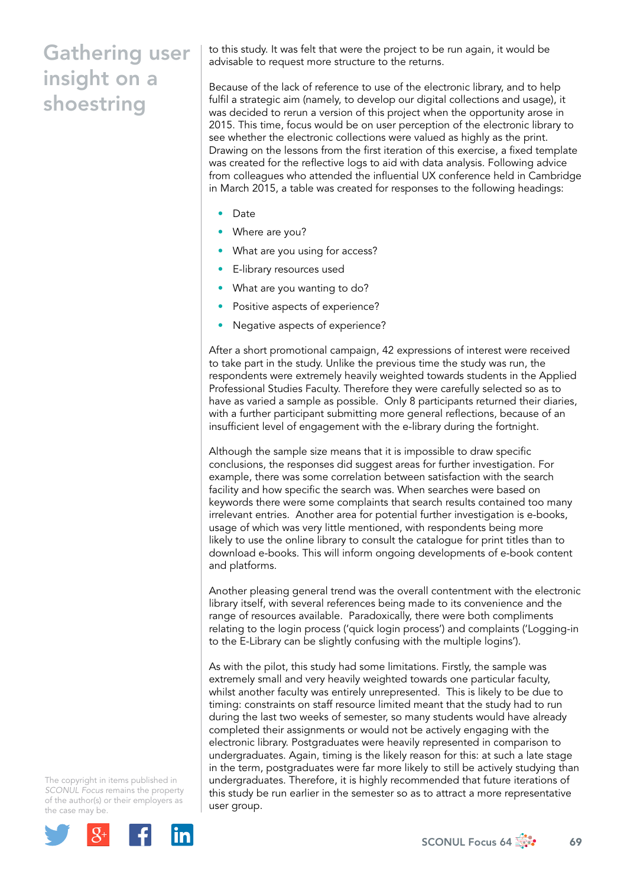to this study. It was felt that were the project to be run again, it would be advisable to request more structure to the returns.

Because of the lack of reference to use of the electronic library, and to help fulfil a strategic aim (namely, to develop our digital collections and usage), it was decided to rerun a version of this project when the opportunity arose in 2015. This time, focus would be on user perception of the electronic library to see whether the electronic collections were valued as highly as the print. Drawing on the lessons from the first iteration of this exercise, a fixed template was created for the reflective logs to aid with data analysis. Following advice from colleagues who attended the influential UX conference held in Cambridge in March 2015, a table was created for responses to the following headings:

- Date
- Where are you?
- What are you using for access?
- E-library resources used
- What are you wanting to do?
- Positive aspects of experience?
- Negative aspects of experience?

After a short promotional campaign, 42 expressions of interest were received to take part in the study. Unlike the previous time the study was run, the respondents were extremely heavily weighted towards students in the Applied Professional Studies Faculty. Therefore they were carefully selected so as to have as varied a sample as possible. Only 8 participants returned their diaries, with a further participant submitting more general reflections, because of an insufficient level of engagement with the e-library during the fortnight.

Although the sample size means that it is impossible to draw specific conclusions, the responses did suggest areas for further investigation. For example, there was some correlation between satisfaction with the search facility and how specific the search was. When searches were based on keywords there were some complaints that search results contained too many irrelevant entries. Another area for potential further investigation is e-books, usage of which was very little mentioned, with respondents being more likely to use the online library to consult the catalogue for print titles than to download e-books. This will inform ongoing developments of e-book content and platforms.

Another pleasing general trend was the overall contentment with the electronic library itself, with several references being made to its convenience and the range of resources available. Paradoxically, there were both compliments relating to the login process ('quick login process') and complaints ('Logging-in to the E-Library can be slightly confusing with the multiple logins').

As with the pilot, this study had some limitations. Firstly, the sample was extremely small and very heavily weighted towards one particular faculty, whilst another faculty was entirely unrepresented. This is likely to be due to timing: constraints on staff resource limited meant that the study had to run during the last two weeks of semester, so many students would have already completed their assignments or would not be actively engaging with the electronic library. Postgraduates were heavily represented in comparison to undergraduates. Again, timing is the likely reason for this: at such a late stage in the term, postgraduates were far more likely to still be actively studying than undergraduates. Therefore, it is highly recommended that future iterations of this study be run earlier in the semester so as to attract a more representative user group.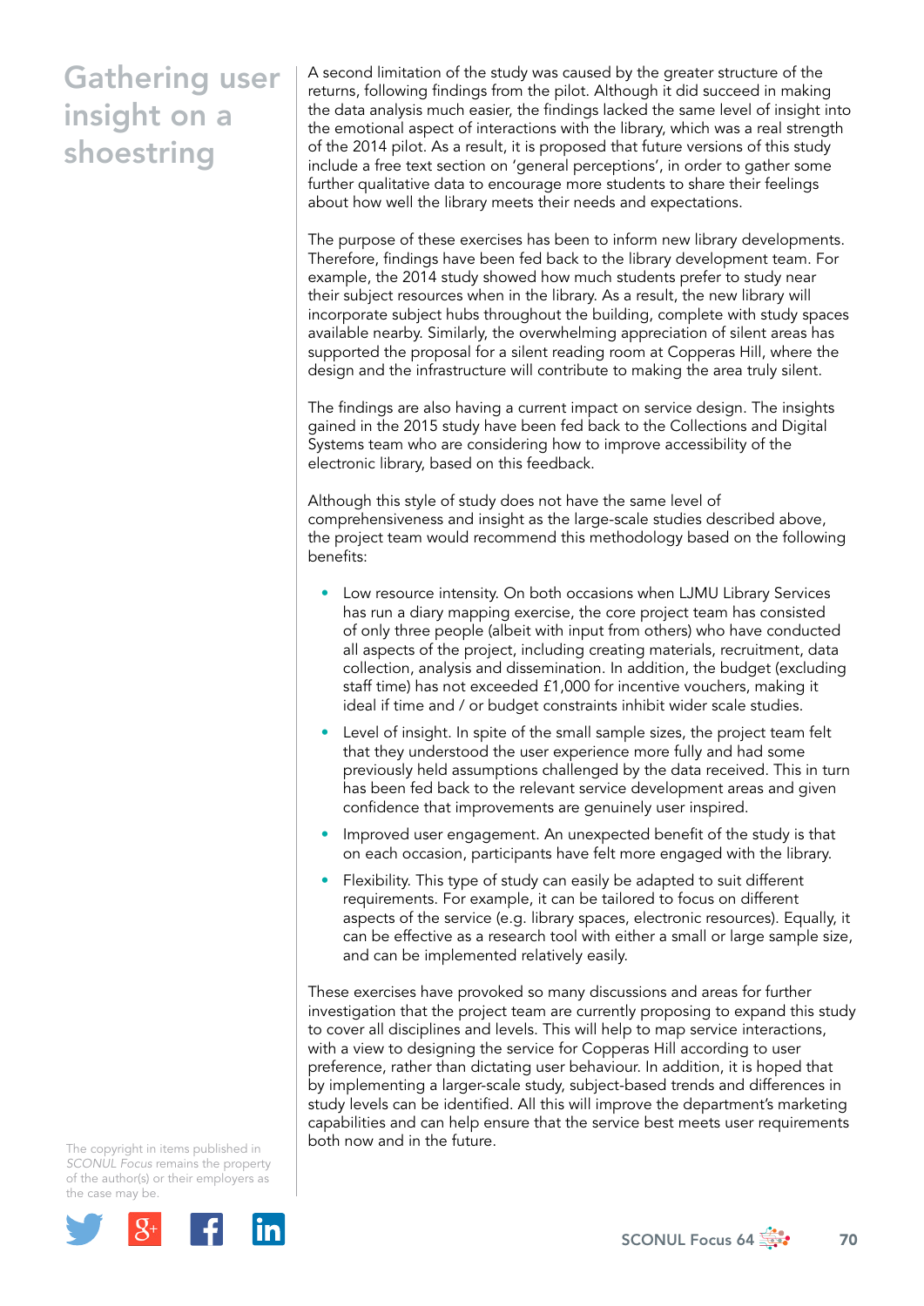A second limitation of the study was caused by the greater structure of the returns, following findings from the pilot. Although it did succeed in making the data analysis much easier, the findings lacked the same level of insight into the emotional aspect of interactions with the library, which was a real strength of the 2014 pilot. As a result, it is proposed that future versions of this study include a free text section on 'general perceptions', in order to gather some further qualitative data to encourage more students to share their feelings about how well the library meets their needs and expectations.

The purpose of these exercises has been to inform new library developments. Therefore, findings have been fed back to the library development team. For example, the 2014 study showed how much students prefer to study near their subject resources when in the library. As a result, the new library will incorporate subject hubs throughout the building, complete with study spaces available nearby. Similarly, the overwhelming appreciation of silent areas has supported the proposal for a silent reading room at Copperas Hill, where the design and the infrastructure will contribute to making the area truly silent.

The findings are also having a current impact on service design. The insights gained in the 2015 study have been fed back to the Collections and Digital Systems team who are considering how to improve accessibility of the electronic library, based on this feedback.

Although this style of study does not have the same level of comprehensiveness and insight as the large-scale studies described above, the project team would recommend this methodology based on the following benefits:

- Low resource intensity. On both occasions when LJMU Library Services has run a diary mapping exercise, the core project team has consisted of only three people (albeit with input from others) who have conducted all aspects of the project, including creating materials, recruitment, data collection, analysis and dissemination. In addition, the budget (excluding staff time) has not exceeded £1,000 for incentive vouchers, making it ideal if time and / or budget constraints inhibit wider scale studies.
- Level of insight. In spite of the small sample sizes, the project team felt that they understood the user experience more fully and had some previously held assumptions challenged by the data received. This in turn has been fed back to the relevant service development areas and given confidence that improvements are genuinely user inspired.
- Improved user engagement. An unexpected benefit of the study is that on each occasion, participants have felt more engaged with the library.
- Flexibility. This type of study can easily be adapted to suit different requirements. For example, it can be tailored to focus on different aspects of the service (e.g. library spaces, electronic resources). Equally, it can be effective as a research tool with either a small or large sample size, and can be implemented relatively easily.

These exercises have provoked so many discussions and areas for further investigation that the project team are currently proposing to expand this study to cover all disciplines and levels. This will help to map service interactions, with a view to designing the service for Copperas Hill according to user preference, rather than dictating user behaviour. In addition, it is hoped that by implementing a larger-scale study, subject-based trends and differences in study levels can be identified. All this will improve the department's marketing capabilities and can help ensure that the service best meets user requirements both now and in the future.

The copyright in items published in *SCONUL Focus* remains the property of the author(s) or their employers as the case may be.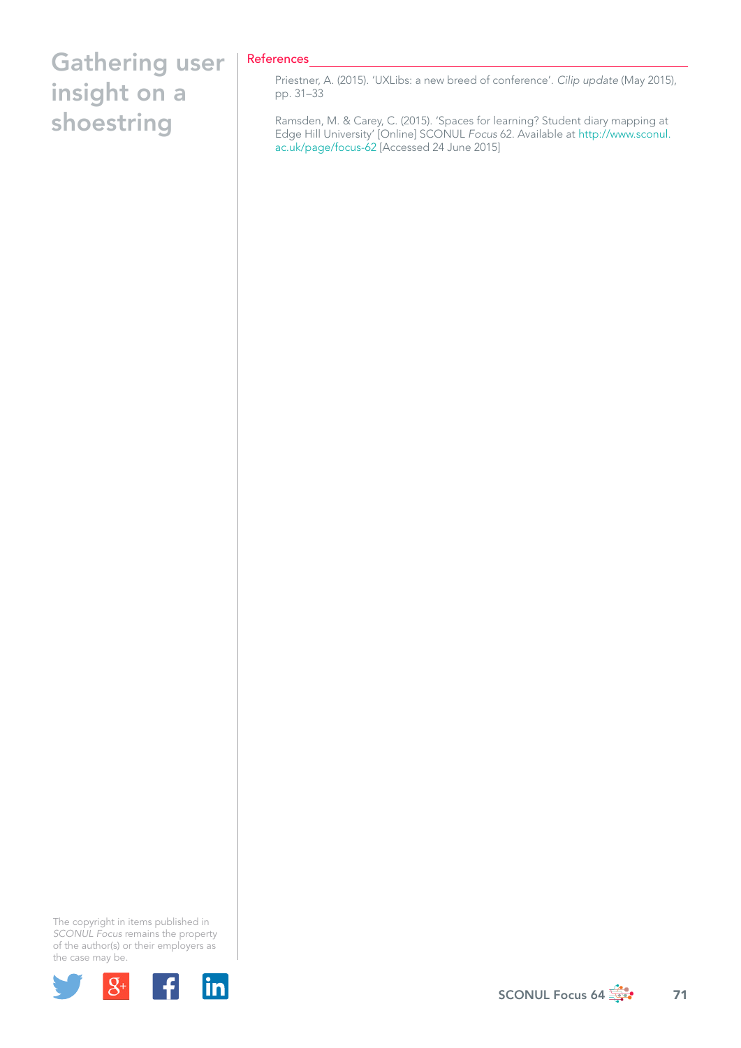# Gathering user insight on a shoestring

## References

Priestner, A. (2015). 'UXLibs: a new breed of conference'. *Cilip update* (May 2015), pp. 31–33

Ramsden, M. & Carey, C. (2015). 'Spaces for learning? Student diary mapping at Edge Hill University' [Online] SCONUL *Focus* 62. Available at http://www.sconul.ac.uk/page/focus-62 [Accessed 24 June 2015]

The copyright in items published in *SCONUL Focus* remains the property of the author(s) or their employers as the case may be.